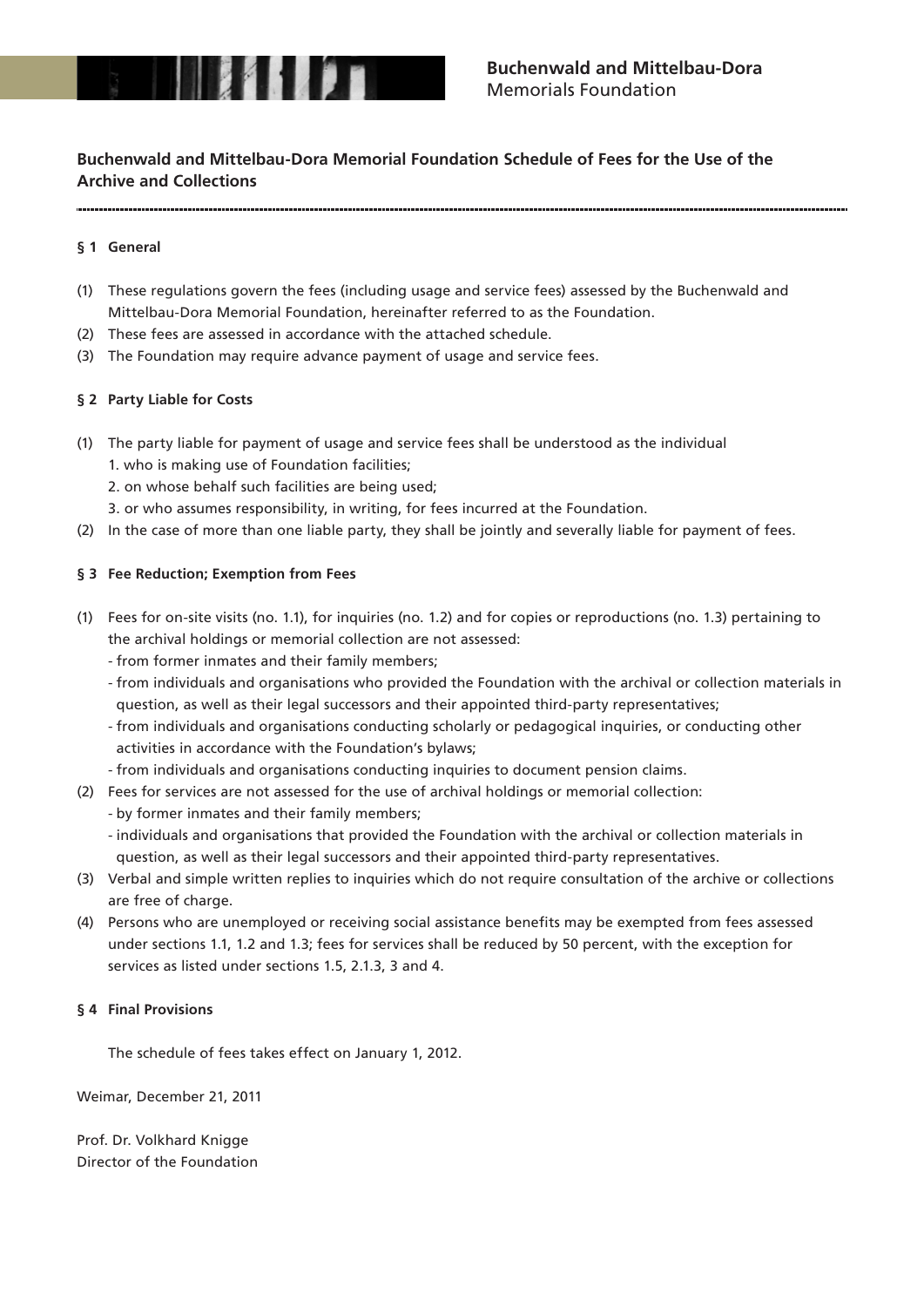**Buchenwald and Mittelbau-Dora**
Memorials Foundation

# Buchenwald and Mittelbau-Dora Memorial Foundation Schedule of Fees for the Use of the Archive and Collections

### § 1 General

(1) These regulations govern the fees (including usage and service fees) assessed by the Buchenwald and Mittelbau-Dora Memorial Foundation, hereinafter referred to as the Foundation.
(2) These fees are assessed in accordance with the attached schedule.
(3) The Foundation may require advance payment of usage and service fees.

### § 2 Party Liable for Costs

(1) The party liable for payment of usage and service fees shall be understood as the individual
  1. who is making use of Foundation facilities;
  2. on whose behalf such facilities are being used;
  3. or who assumes responsibility, in writing, for fees incurred at the Foundation.
(2) In the case of more than one liable party, they shall be jointly and severally liable for payment of fees.

### § 3 Fee Reduction; Exemption from Fees

(1) Fees for on-site visits (no. 1.1), for inquiries (no. 1.2) and for copies or reproductions (no. 1.3) pertaining to the archival holdings or memorial collection are not assessed:
  - from former inmates and their family members;
  - from individuals and organisations who provided the Foundation with the archival or collection materials in question, as well as their legal successors and their appointed third-party representatives;
  - from individuals and organisations conducting scholarly or pedagogical inquiries, or conducting other activities in accordance with the Foundation's bylaws;
  - from individuals and organisations conducting inquiries to document pension claims.
(2) Fees for services are not assessed for the use of archival holdings or memorial collection:
  - by former inmates and their family members;
  - individuals and organisations that provided the Foundation with the archival or collection materials in question, as well as their legal successors and their appointed third-party representatives.
(3) Verbal and simple written replies to inquiries which do not require consultation of the archive or collections are free of charge.
(4) Persons who are unemployed or receiving social assistance benefits may be exempted from fees assessed under sections 1.1, 1.2 and 1.3; fees for services shall be reduced by 50 percent, with the exception for services as listed under sections 1.5, 2.1.3, 3 and 4.

### § 4 Final Provisions

The schedule of fees takes effect on January 1, 2012.

Weimar, December 21, 2011

Prof. Dr. Volkhard Knigge
Director of the Foundation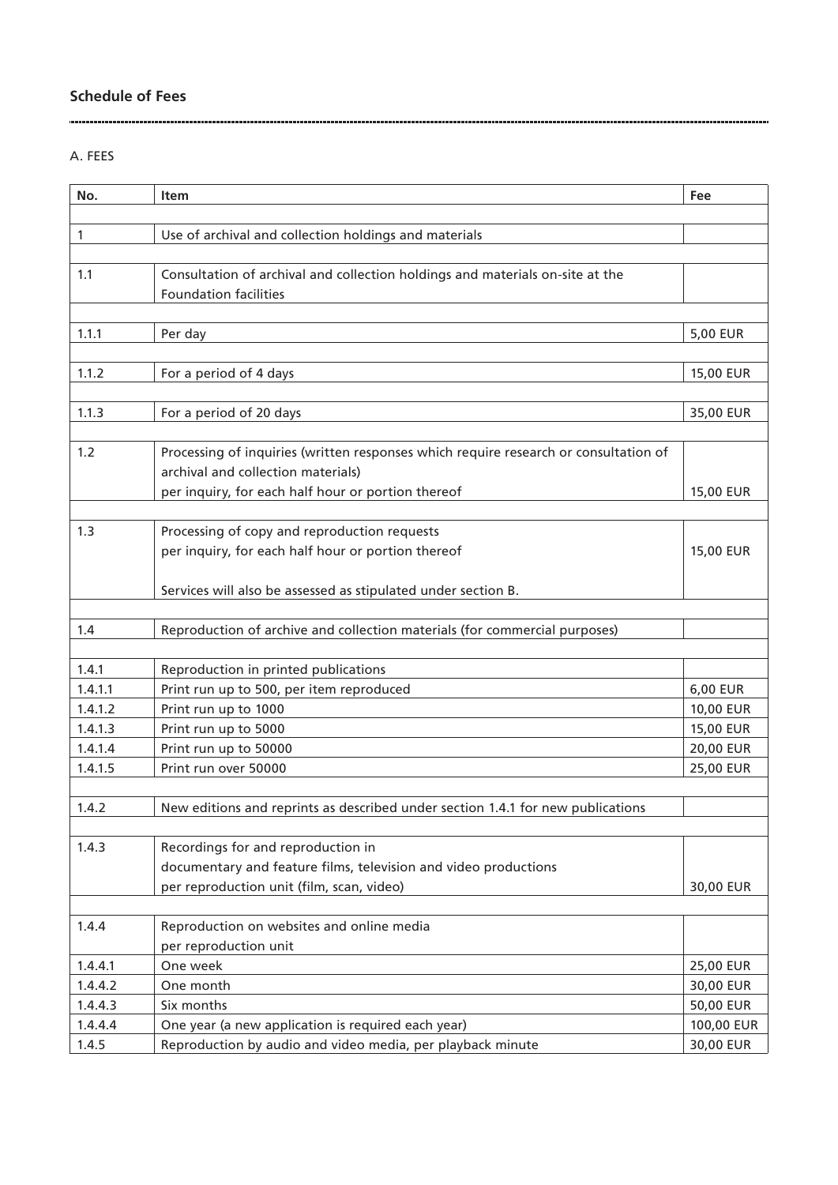## Schedule of Fees

A. FEES

| No. | Item | Fee |
|---|---|---|
| 1 | Use of archival and collection holdings and materials | |
| 1.1 | Consultation of archival and collection holdings and materials on-site at the Foundation facilities | |
| 1.1.1 | Per day | 5,00 EUR |
| 1.1.2 | For a period of 4 days | 15,00 EUR |
| 1.1.3 | For a period of 20 days | 35,00 EUR |
| 1.2 | Processing of inquiries (written responses which require research or consultation of archival and collection materials) per inquiry, for each half hour or portion thereof | 15,00 EUR |
| 1.3 | Processing of copy and reproduction requests per inquiry, for each half hour or portion thereof<br><br>Services will also be assessed as stipulated under section B. | 15,00 EUR |
| 1.4 | Reproduction of archive and collection materials (for commercial purposes) | |
| 1.4.1 | Reproduction in printed publications | |
| 1.4.1.1 | Print run up to 500, per item reproduced | 6,00 EUR |
| 1.4.1.2 | Print run up to 1000 | 10,00 EUR |
| 1.4.1.3 | Print run up to 5000 | 15,00 EUR |
| 1.4.1.4 | Print run up to 50000 | 20,00 EUR |
| 1.4.1.5 | Print run over 50000 | 25,00 EUR |
| 1.4.2 | New editions and reprints as described under section 1.4.1 for new publications | |
| 1.4.3 | Recordings for and reproduction in documentary and feature films, television and video productions per reproduction unit (film, scan, video) | 30,00 EUR |
| 1.4.4 | Reproduction on websites and online media per reproduction unit | |
| 1.4.4.1 | One week | 25,00 EUR |
| 1.4.4.2 | One month | 30,00 EUR |
| 1.4.4.3 | Six months | 50,00 EUR |
| 1.4.4.4 | One year (a new application is required each year) | 100,00 EUR |
| 1.4.5 | Reproduction by audio and video media, per playback minute | 30,00 EUR |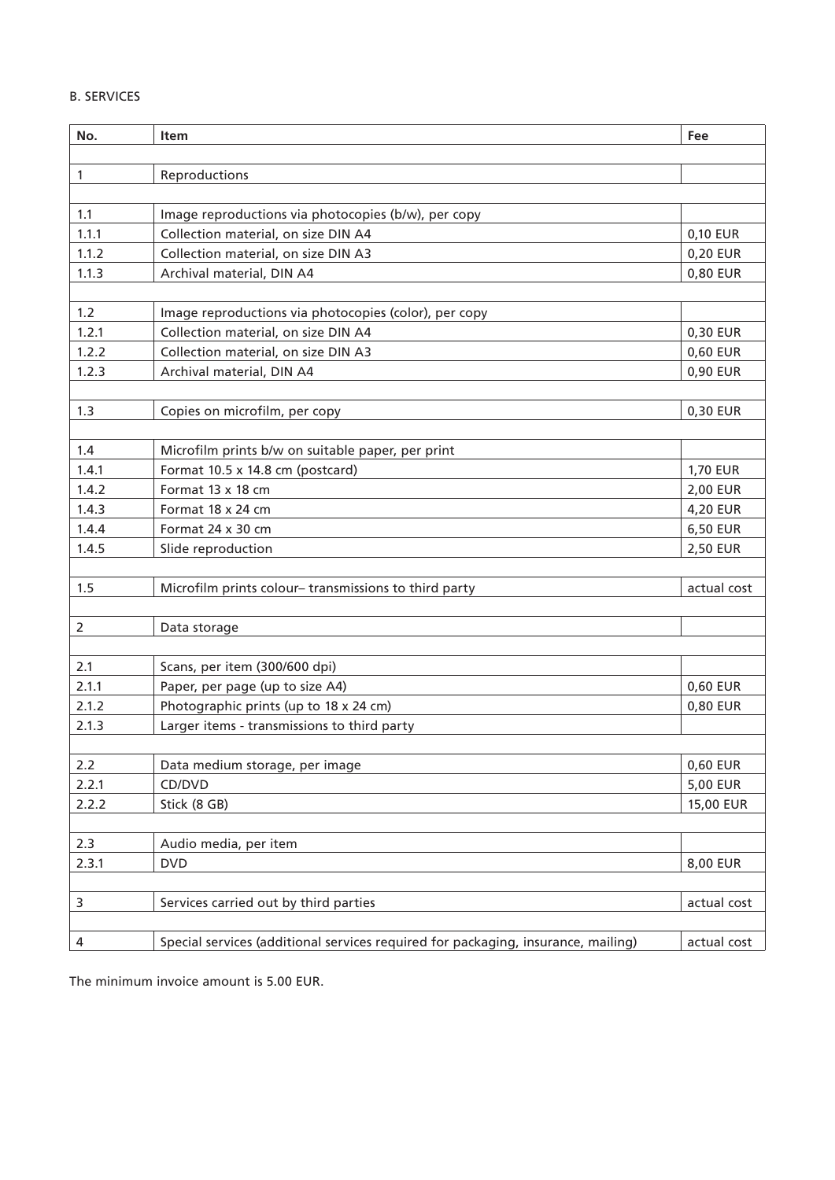B. SERVICES

| No. | Item | Fee |
|---|---|---|
| | | |
| 1 | Reproductions | |
| | | |
| 1.1 | Image reproductions via photocopies (b/w), per copy | |
| 1.1.1 | Collection material, on size DIN A4 | 0,10 EUR |
| 1.1.2 | Collection material, on size DIN A3 | 0,20 EUR |
| 1.1.3 | Archival material, DIN A4 | 0,80 EUR |
| | | |
| 1.2 | Image reproductions via photocopies (color), per copy | |
| 1.2.1 | Collection material, on size DIN A4 | 0,30 EUR |
| 1.2.2 | Collection material, on size DIN A3 | 0,60 EUR |
| 1.2.3 | Archival material, DIN A4 | 0,90 EUR |
| | | |
| 1.3 | Copies on microfilm, per copy | 0,30 EUR |
| | | |
| 1.4 | Microfilm prints b/w on suitable paper, per print | |
| 1.4.1 | Format 10.5 x 14.8 cm (postcard) | 1,70 EUR |
| 1.4.2 | Format 13 x 18 cm | 2,00 EUR |
| 1.4.3 | Format 18 x 24 cm | 4,20 EUR |
| 1.4.4 | Format 24 x 30 cm | 6,50 EUR |
| 1.4.5 | Slide reproduction | 2,50 EUR |
| | | |
| 1.5 | Microfilm prints colour– transmissions to third party | actual cost |
| | | |
| 2 | Data storage | |
| | | |
| 2.1 | Scans, per item (300/600 dpi) | |
| 2.1.1 | Paper, per page (up to size A4) | 0,60 EUR |
| 2.1.2 | Photographic prints (up to 18 x 24 cm) | 0,80 EUR |
| 2.1.3 | Larger items - transmissions to third party | |
| | | |
| 2.2 | Data medium storage, per image | 0,60 EUR |
| 2.2.1 | CD/DVD | 5,00 EUR |
| 2.2.2 | Stick (8 GB) | 15,00 EUR |
| | | |
| 2.3 | Audio media, per item | |
| 2.3.1 | DVD | 8,00 EUR |
| | | |
| 3 | Services carried out by third parties | actual cost |
| | | |
| 4 | Special services (additional services required for packaging, insurance, mailing) | actual cost |

The minimum invoice amount is 5.00 EUR.